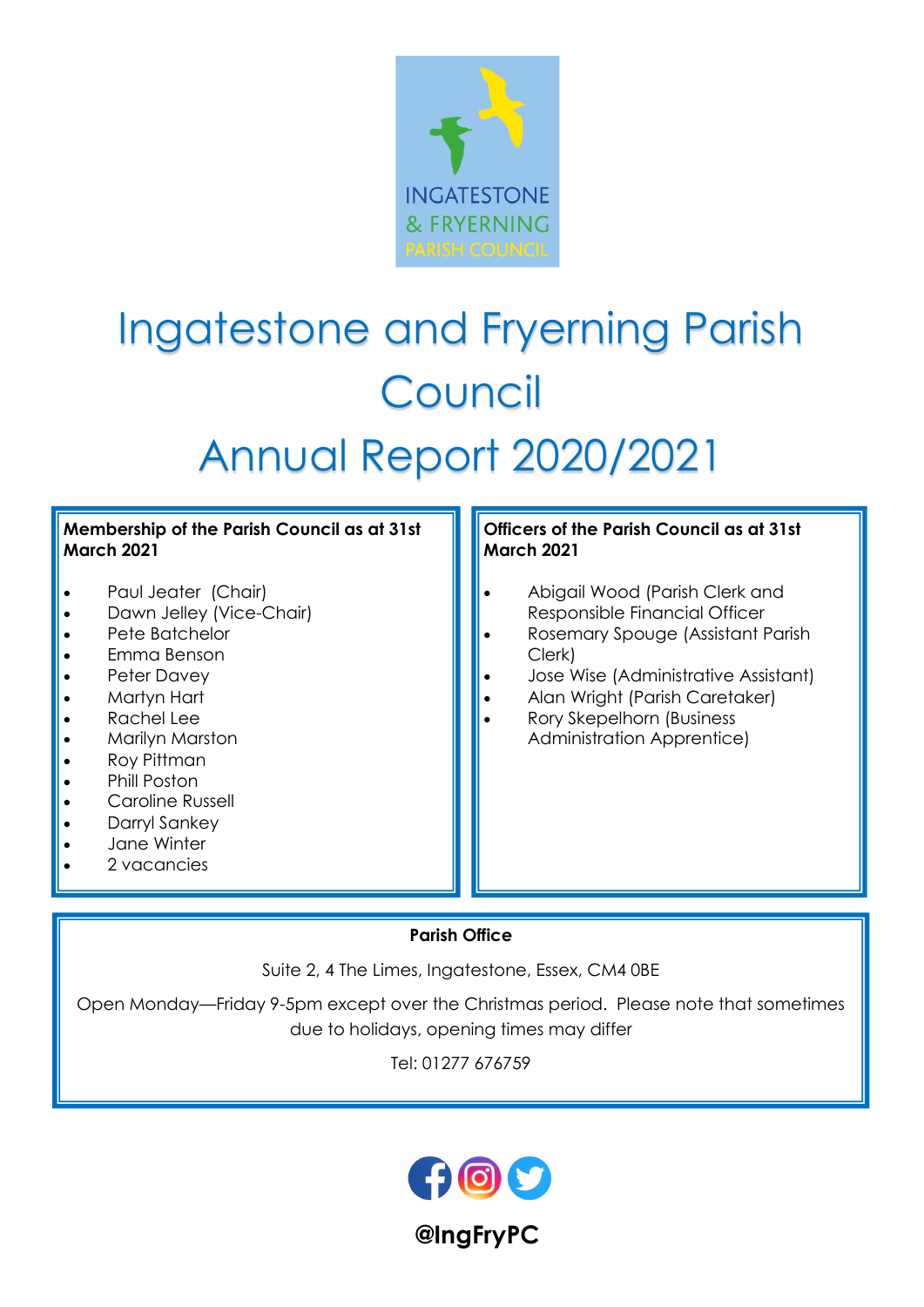INGATESTONE & FRYERNING PARISH COUNCIL

# Ingatestone and Fryerning Parish Council

# Annual Report 2020/2021

**Membership of the Parish Council as at 31st March 2021**

- Paul Jeater (Chair)
- Dawn Jelley (Vice-Chair)
- Pete Batchelor
- Emma Benson
- Peter Davey
- Martyn Hart
- Rachel Lee
- Marilyn Marston
- Roy Pittman
- Phill Poston
- Caroline Russell
- Darryl Sankey
- Jane Winter
- 2 vacancies

**Officers of the Parish Council as at 31st March 2021**

- Abigail Wood (Parish Clerk and Responsible Financial Officer
- Rosemary Spouge (Assistant Parish Clerk)
- Jose Wise (Administrative Assistant)
- Alan Wright (Parish Caretaker)
- Rory Skepelhorn (Business Administration Apprentice)

**Parish Office**

Suite 2, 4 The Limes, Ingatestone, Essex, CM4 0BE

Open Monday—Friday 9-5pm except over the Christmas period. Please note that sometimes due to holidays, opening times may differ

Tel: 01277 676759

**@IngFryPC**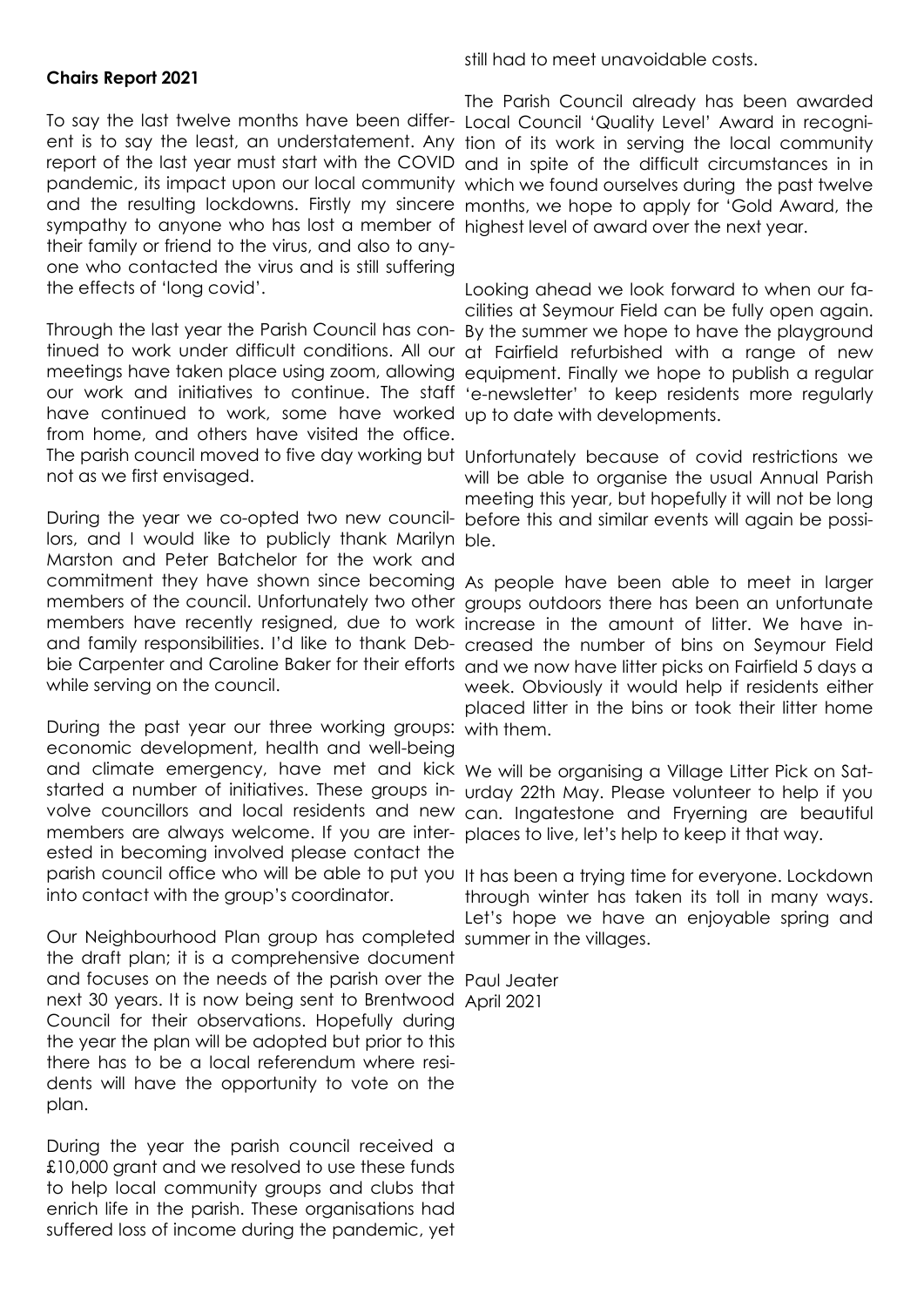**Chairs Report 2021**

To say the last twelve months have been different is to say the least, an understatement. Any report of the last year must start with the COVID pandemic, its impact upon our local community and the resulting lockdowns. Firstly my sincere sympathy to anyone who has lost a member of their family or friend to the virus, and also to anyone who contacted the virus and is still suffering the effects of 'long covid'.

Through the last year the Parish Council has continued to work under difficult conditions. All our meetings have taken place using zoom, allowing our work and initiatives to continue. The staff have continued to work, some have worked from home, and others have visited the office. The parish council moved to five day working but not as we first envisaged.

During the year we co-opted two new councillors, and I would like to publicly thank Marilyn Marston and Peter Batchelor for the work and commitment they have shown since becoming members of the council. Unfortunately two other members have recently resigned, due to work and family responsibilities. I'd like to thank Debbie Carpenter and Caroline Baker for their efforts while serving on the council.

During the past year our three working groups: economic development, health and well-being and climate emergency, have met and kick started a number of initiatives. These groups involve councillors and local residents and new members are always welcome. If you are interested in becoming involved please contact the parish council office who will be able to put you into contact with the group's coordinator.

Our Neighbourhood Plan group has completed the draft plan; it is a comprehensive document and focuses on the needs of the parish over the next 30 years. It is now being sent to Brentwood Council for their observations. Hopefully during the year the plan will be adopted but prior to this there has to be a local referendum where residents will have the opportunity to vote on the plan.

During the year the parish council received a £10,000 grant and we resolved to use these funds to help local community groups and clubs that enrich life in the parish. These organisations had suffered loss of income during the pandemic, yet still had to meet unavoidable costs.

The Parish Council already has been awarded Local Council 'Quality Level' Award in recognition of its work in serving the local community and in spite of the difficult circumstances in in which we found ourselves during the past twelve months, we hope to apply for 'Gold Award, the highest level of award over the next year.

Looking ahead we look forward to when our facilities at Seymour Field can be fully open again. By the summer we hope to have the playground at Fairfield refurbished with a range of new equipment. Finally we hope to publish a regular 'e-newsletter' to keep residents more regularly up to date with developments.

Unfortunately because of covid restrictions we will be able to organise the usual Annual Parish meeting this year, but hopefully it will not be long before this and similar events will again be possible.

As people have been able to meet in larger groups outdoors there has been an unfortunate increase in the amount of litter. We have increased the number of bins on Seymour Field and we now have litter picks on Fairfield 5 days a week. Obviously it would help if residents either placed litter in the bins or took their litter home with them.

We will be organising a Village Litter Pick on Saturday 22th May. Please volunteer to help if you can. Ingatestone and Fryerning are beautiful places to live, let's help to keep it that way.

It has been a trying time for everyone. Lockdown through winter has taken its toll in many ways. Let's hope we have an enjoyable spring and summer in the villages.

Paul Jeater
April 2021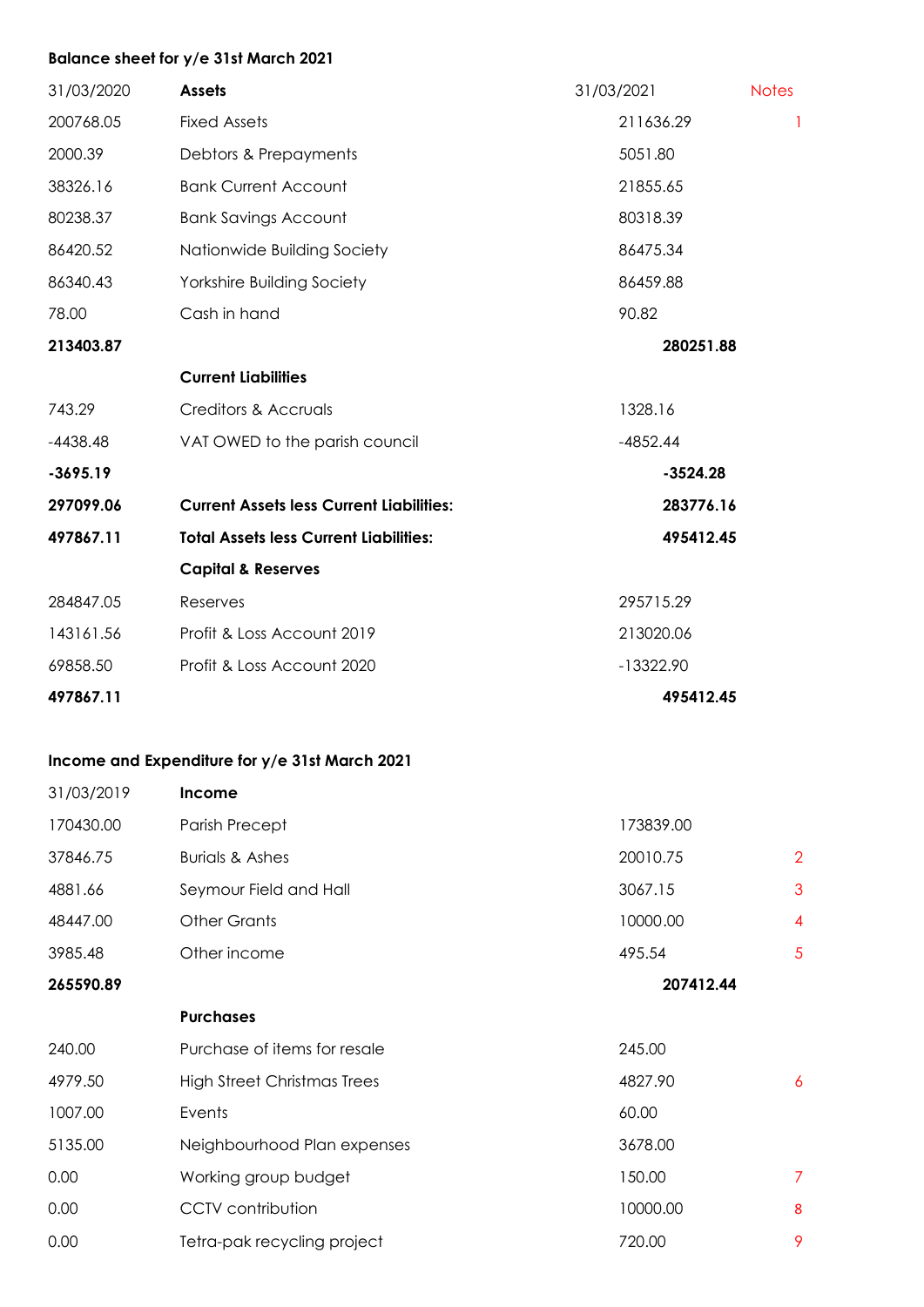**Balance sheet for y/e 31st March 2021**

| 31/03/2020 | Assets | 31/03/2021 | Notes |
|---|---|---|---|
| 200768.05 | Fixed Assets | 211636.29 | 1 |
| 2000.39 | Debtors & Prepayments | 5051.80 | |
| 38326.16 | Bank Current Account | 21855.65 | |
| 80238.37 | Bank Savings Account | 80318.39 | |
| 86420.52 | Nationwide Building Society | 86475.34 | |
| 86340.43 | Yorkshire Building Society | 86459.88 | |
| 78.00 | Cash in hand | 90.82 | |
| **213403.87** | | **280251.88** | |
| | **Current Liabilities** | | |
| 743.29 | Creditors & Accruals | 1328.16 | |
| -4438.48 | VAT OWED to the parish council | -4852.44 | |
| **-3695.19** | | **-3524.28** | |
| **297099.06** | **Current Assets less Current Liabilities:** | **283776.16** | |
| **497867.11** | **Total Assets less Current Liabilities:** | **495412.45** | |
| | **Capital & Reserves** | | |
| 284847.05 | Reserves | 295715.29 | |
| 143161.56 | Profit & Loss Account 2019 | 213020.06 | |
| 69858.50 | Profit & Loss Account 2020 | -13322.90 | |
| **497867.11** | | **495412.45** | |

**Income and Expenditure for y/e 31st March 2021**

| 31/03/2019 | Income | | |
|---|---|---|---|
| 170430.00 | Parish Precept | 173839.00 | |
| 37846.75 | Burials & Ashes | 20010.75 | 2 |
| 4881.66 | Seymour Field and Hall | 3067.15 | 3 |
| 48447.00 | Other Grants | 10000.00 | 4 |
| 3985.48 | Other income | 495.54 | 5 |
| **265590.89** | | **207412.44** | |
| | **Purchases** | | |
| 240.00 | Purchase of items for resale | 245.00 | |
| 4979.50 | High Street Christmas Trees | 4827.90 | 6 |
| 1007.00 | Events | 60.00 | |
| 5135.00 | Neighbourhood Plan expenses | 3678.00 | |
| 0.00 | Working group budget | 150.00 | 7 |
| 0.00 | CCTV contribution | 10000.00 | 8 |
| 0.00 | Tetra-pak recycling project | 720.00 | 9 |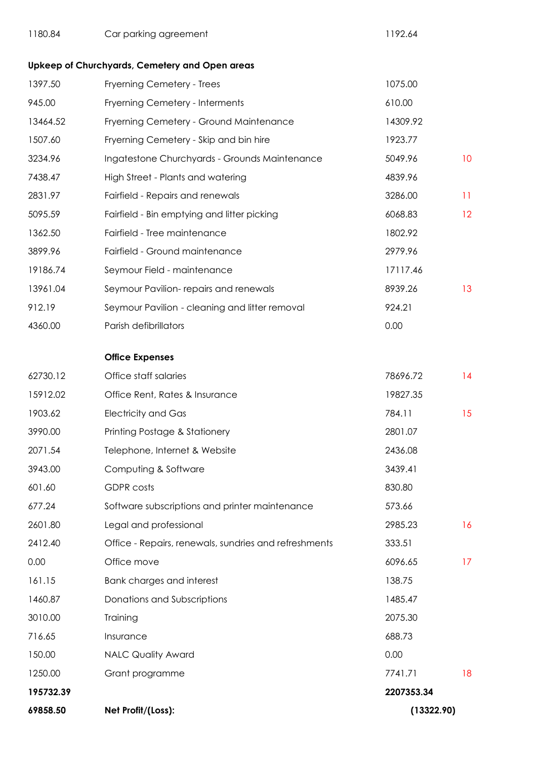| | | | |
|---|---|---|---|
| 1180.84 | Car parking agreement | 1192.64 | |
| **Upkeep of Churchyards, Cemetery and Open areas** | | | |
| 1397.50 | Fryerning Cemetery - Trees | 1075.00 | |
| 945.00 | Fryerning Cemetery - Interments | 610.00 | |
| 13464.52 | Fryerning Cemetery - Ground Maintenance | 14309.92 | |
| 1507.60 | Fryerning Cemetery - Skip and bin hire | 1923.77 | |
| 3234.96 | Ingatestone Churchyards - Grounds Maintenance | 5049.96 | 10 |
| 7438.47 | High Street - Plants and watering | 4839.96 | |
| 2831.97 | Fairfield - Repairs and renewals | 3286.00 | 11 |
| 5095.59 | Fairfield - Bin emptying and litter picking | 6068.83 | 12 |
| 1362.50 | Fairfield - Tree maintenance | 1802.92 | |
| 3899.96 | Fairfield - Ground maintenance | 2979.96 | |
| 19186.74 | Seymour Field - maintenance | 17117.46 | |
| 13961.04 | Seymour Pavilion- repairs and renewals | 8939.26 | 13 |
| 912.19 | Seymour Pavilion - cleaning and litter removal | 924.21 | |
| 4360.00 | Parish defibrillators | 0.00 | |
| | **Office Expenses** | | |
| 62730.12 | Office staff salaries | 78696.72 | 14 |
| 15912.02 | Office Rent, Rates & Insurance | 19827.35 | |
| 1903.62 | Electricity and Gas | 784.11 | 15 |
| 3990.00 | Printing Postage & Stationery | 2801.07 | |
| 2071.54 | Telephone, Internet & Website | 2436.08 | |
| 3943.00 | Computing & Software | 3439.41 | |
| 601.60 | GDPR costs | 830.80 | |
| 677.24 | Software subscriptions and printer maintenance | 573.66 | |
| 2601.80 | Legal and professional | 2985.23 | 16 |
| 2412.40 | Office - Repairs, renewals, sundries and refreshments | 333.51 | |
| 0.00 | Office move | 6096.65 | 17 |
| 161.15 | Bank charges and interest | 138.75 | |
| 1460.87 | Donations and Subscriptions | 1485.47 | |
| 3010.00 | Training | 2075.30 | |
| 716.65 | Insurance | 688.73 | |
| 150.00 | NALC Quality Award | 0.00 | |
| 1250.00 | Grant programme | 7741.71 | 18 |
| **195732.39** | | **2207353.34** | |
| **69858.50** | **Net Profit/(Loss):** | **(13322.90)** | |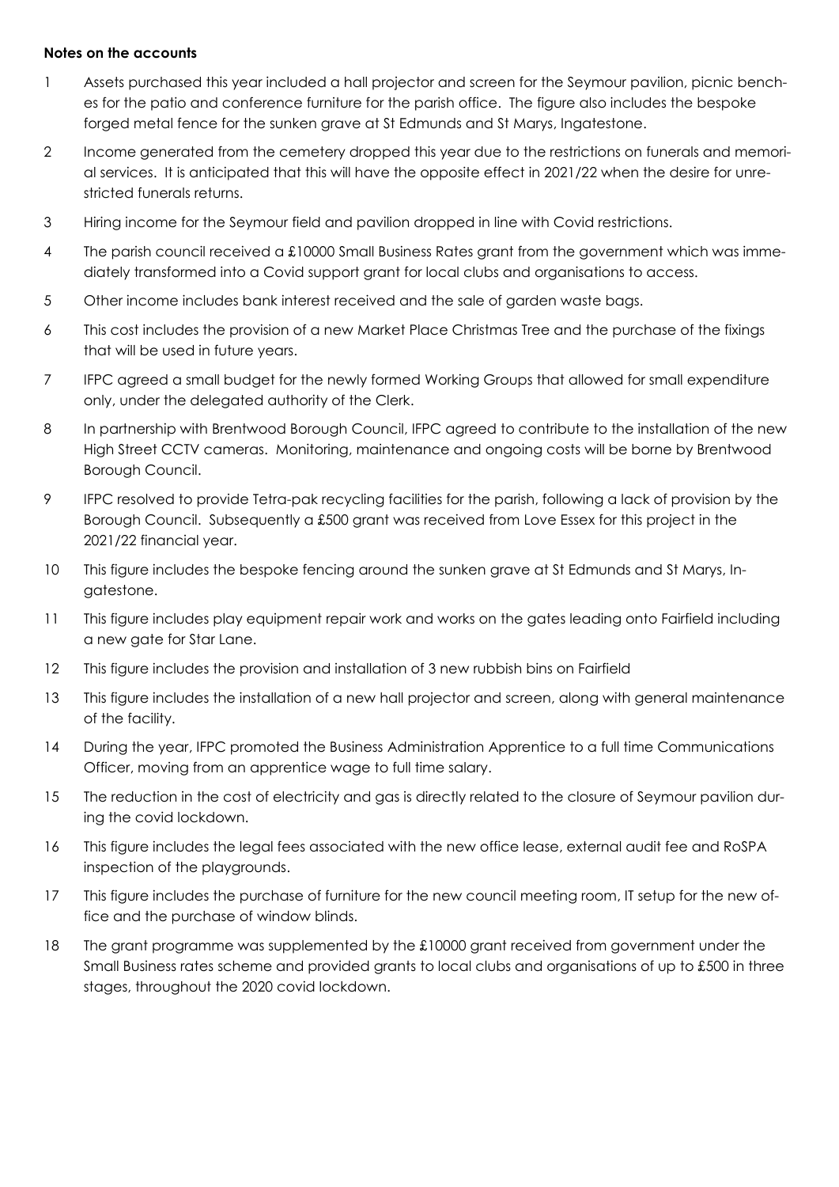**Notes on the accounts**

1. Assets purchased this year included a hall projector and screen for the Seymour pavilion, picnic benches for the patio and conference furniture for the parish office. The figure also includes the bespoke forged metal fence for the sunken grave at St Edmunds and St Marys, Ingatestone.
2. Income generated from the cemetery dropped this year due to the restrictions on funerals and memorial services. It is anticipated that this will have the opposite effect in 2021/22 when the desire for unrestricted funerals returns.
3. Hiring income for the Seymour field and pavilion dropped in line with Covid restrictions.
4. The parish council received a £10000 Small Business Rates grant from the government which was immediately transformed into a Covid support grant for local clubs and organisations to access.
5. Other income includes bank interest received and the sale of garden waste bags.
6. This cost includes the provision of a new Market Place Christmas Tree and the purchase of the fixings that will be used in future years.
7. IFPC agreed a small budget for the newly formed Working Groups that allowed for small expenditure only, under the delegated authority of the Clerk.
8. In partnership with Brentwood Borough Council, IFPC agreed to contribute to the installation of the new High Street CCTV cameras. Monitoring, maintenance and ongoing costs will be borne by Brentwood Borough Council.
9. IFPC resolved to provide Tetra-pak recycling facilities for the parish, following a lack of provision by the Borough Council. Subsequently a £500 grant was received from Love Essex for this project in the 2021/22 financial year.
10. This figure includes the bespoke fencing around the sunken grave at St Edmunds and St Marys, Ingatestone.
11. This figure includes play equipment repair work and works on the gates leading onto Fairfield including a new gate for Star Lane.
12. This figure includes the provision and installation of 3 new rubbish bins on Fairfield
13. This figure includes the installation of a new hall projector and screen, along with general maintenance of the facility.
14. During the year, IFPC promoted the Business Administration Apprentice to a full time Communications Officer, moving from an apprentice wage to full time salary.
15. The reduction in the cost of electricity and gas is directly related to the closure of Seymour pavilion during the covid lockdown.
16. This figure includes the legal fees associated with the new office lease, external audit fee and RoSPA inspection of the playgrounds.
17. This figure includes the purchase of furniture for the new council meeting room, IT setup for the new office and the purchase of window blinds.
18. The grant programme was supplemented by the £10000 grant received from government under the Small Business rates scheme and provided grants to local clubs and organisations of up to £500 in three stages, throughout the 2020 covid lockdown.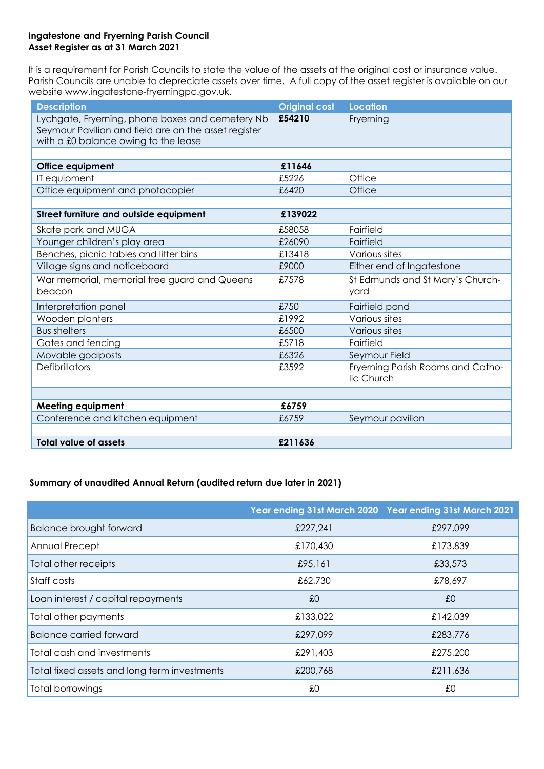**Ingatestone and Fryerning Parish Council**
**Asset Register as at 31 March 2021**

It is a requirement for Parish Councils to state the value of the assets at the original cost or insurance value. Parish Councils are unable to depreciate assets over time. A full copy of the asset register is available on our website www.ingatestone-fryerningpc.gov.uk.

| Description | Original cost | Location |
|---|---|---|
| Lychgate, Fryerning, phone boxes and cemetery Nb Seymour Pavilion and field are on the asset register with a £0 balance owing to the lease | **£54210** | Fryerning |
| | | |
| **Office equipment** | **£11646** | |
| IT equipment | £5226 | Office |
| Office equipment and photocopier | £6420 | Office |
| | | |
| **Street furniture and outside equipment** | **£139022** | |
| Skate park and MUGA | £58058 | Fairfield |
| Younger children's play area | £26090 | Fairfield |
| Benches, picnic tables and litter bins | £13418 | Various sites |
| Village signs and noticeboard | £9000 | Either end of Ingatestone |
| War memorial, memorial tree guard and Queens beacon | £7578 | St Edmunds and St Mary's Churchyard |
| Interpretation panel | £750 | Fairfield pond |
| Wooden planters | £1992 | Various sites |
| Bus shelters | £6500 | Various sites |
| Gates and fencing | £5718 | Fairfield |
| Movable goalposts | £6326 | Seymour Field |
| Defibrillators | £3592 | Fryerning Parish Rooms and Catholic Church |
| | | |
| **Meeting equipment** | **£6759** | |
| Conference and kitchen equipment | £6759 | Seymour pavilion |
| | | |
| **Total value of assets** | **£211636** | |

**Summary of unaudited Annual Return (audited return due later in 2021)**

| | Year ending 31st March 2020 | Year ending 31st March 2021 |
|---|---|---|
| Balance brought forward | £227,241 | £297,099 |
| Annual Precept | £170,430 | £173,839 |
| Total other receipts | £95,161 | £33,573 |
| Staff costs | £62,730 | £78,697 |
| Loan interest / capital repayments | £0 | £0 |
| Total other payments | £133,022 | £142,039 |
| Balance carried forward | £297,099 | £283,776 |
| Total cash and investments | £291,403 | £275,200 |
| Total fixed assets and long term investments | £200,768 | £211,636 |
| Total borrowings | £0 | £0 |